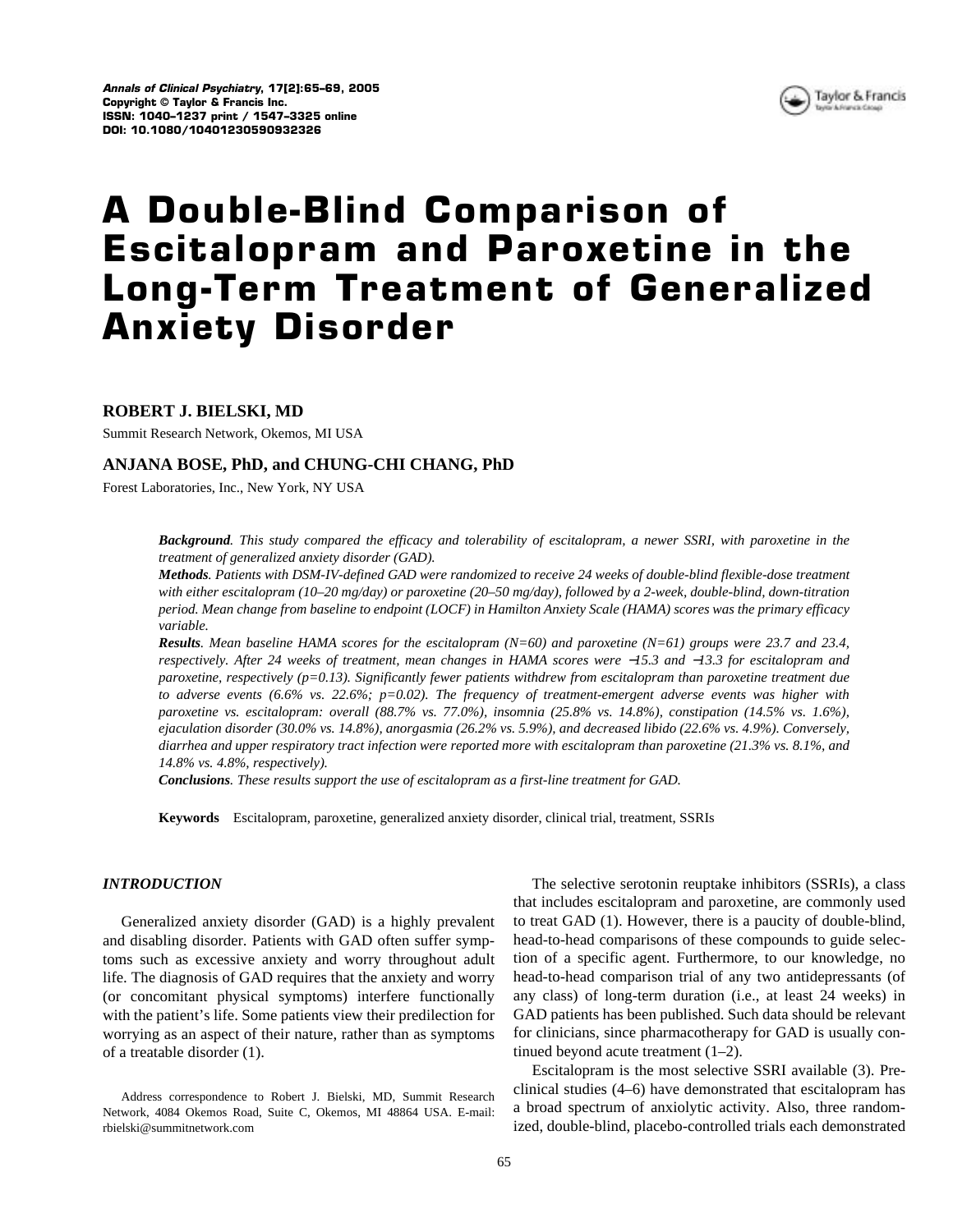# A Double-Blind Comparison of Escitalopram and Paroxetine in the Long-Term Treatment of Generalized Anxiety Disorder

**ROBERT J. BIELSKI, MD**

Summit Research Network, Okemos, MI USA

**ANJANA BOSE, PhD, and CHUNG-CHI CHANG, PhD**

Forest Laboratories, Inc., New York, NY USA

***Background****. This study compared the efficacy and tolerability of escitalopram, a newer SSRI, with paroxetine in the treatment of generalized anxiety disorder (GAD).*

***Methods****. Patients with DSM-IV-defined GAD were randomized to receive 24 weeks of double-blind flexible-dose treatment with either escitalopram (10–20 mg/day) or paroxetine (20–50 mg/day), followed by a 2-week, double-blind, down-titration period. Mean change from baseline to endpoint (LOCF) in Hamilton Anxiety Scale (HAMA) scores was the primary efficacy variable.*

***Results****. Mean baseline HAMA scores for the escitalopram (N=60) and paroxetine (N=61) groups were 23.7 and 23.4, respectively. After 24 weeks of treatment, mean changes in HAMA scores were −15.3 and −13.3 for escitalopram and paroxetine, respectively (p=0.13). Significantly fewer patients withdrew from escitalopram than paroxetine treatment due to adverse events (6.6% vs. 22.6%; p=0.02). The frequency of treatment-emergent adverse events was higher with paroxetine vs. escitalopram: overall (88.7% vs. 77.0%), insomnia (25.8% vs. 14.8%), constipation (14.5% vs. 1.6%), ejaculation disorder (30.0% vs. 14.8%), anorgasmia (26.2% vs. 5.9%), and decreased libido (22.6% vs. 4.9%). Conversely, diarrhea and upper respiratory tract infection were reported more with escitalopram than paroxetine (21.3% vs. 8.1%, and 14.8% vs. 4.8%, respectively).*

***Conclusions****. These results support the use of escitalopram as a first-line treatment for GAD.*

**Keywords** Escitalopram, paroxetine, generalized anxiety disorder, clinical trial, treatment, SSRIs

## *INTRODUCTION*

Generalized anxiety disorder (GAD) is a highly prevalent and disabling disorder. Patients with GAD often suffer symptoms such as excessive anxiety and worry throughout adult life. The diagnosis of GAD requires that the anxiety and worry (or concomitant physical symptoms) interfere functionally with the patient's life. Some patients view their predilection for worrying as an aspect of their nature, rather than as symptoms of a treatable disorder (1).

The selective serotonin reuptake inhibitors (SSRIs), a class that includes escitalopram and paroxetine, are commonly used to treat GAD (1). However, there is a paucity of double-blind, head-to-head comparisons of these compounds to guide selection of a specific agent. Furthermore, to our knowledge, no head-to-head comparison trial of any two antidepressants (of any class) of long-term duration (i.e., at least 24 weeks) in GAD patients has been published. Such data should be relevant for clinicians, since pharmacotherapy for GAD is usually continued beyond acute treatment (1–2).

Escitalopram is the most selective SSRI available (3). Preclinical studies (4–6) have demonstrated that escitalopram has a broad spectrum of anxiolytic activity. Also, three randomized, double-blind, placebo-controlled trials each demonstrated

Address correspondence to Robert J. Bielski, MD, Summit Research Network, 4084 Okemos Road, Suite C, Okemos, MI 48864 USA. E-mail: rbielski@summitnetwork.com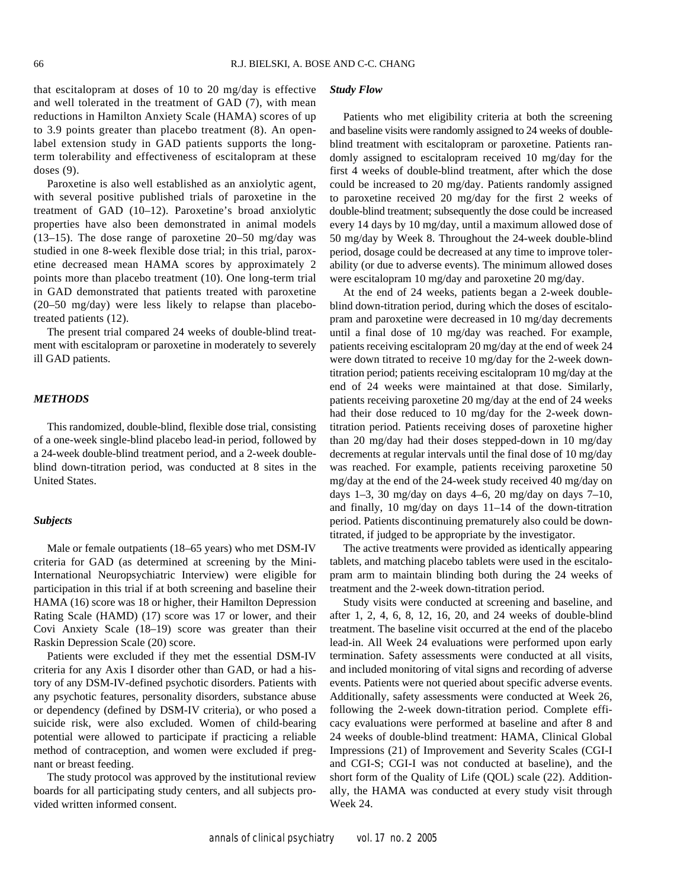that escitalopram at doses of 10 to 20 mg/day is effective and well tolerated in the treatment of GAD (7), with mean reductions in Hamilton Anxiety Scale (HAMA) scores of up to 3.9 points greater than placebo treatment (8). An open-label extension study in GAD patients supports the long-term tolerability and effectiveness of escitalopram at these doses (9).

Paroxetine is also well established as an anxiolytic agent, with several positive published trials of paroxetine in the treatment of GAD (10–12). Paroxetine's broad anxiolytic properties have also been demonstrated in animal models (13–15). The dose range of paroxetine 20–50 mg/day was studied in one 8-week flexible dose trial; in this trial, paroxetine decreased mean HAMA scores by approximately 2 points more than placebo treatment (10). One long-term trial in GAD demonstrated that patients treated with paroxetine (20–50 mg/day) were less likely to relapse than placebo-treated patients (12).

The present trial compared 24 weeks of double-blind treatment with escitalopram or paroxetine in moderately to severely ill GAD patients.

## METHODS

This randomized, double-blind, flexible dose trial, consisting of a one-week single-blind placebo lead-in period, followed by a 24-week double-blind treatment period, and a 2-week double-blind down-titration period, was conducted at 8 sites in the United States.

### Subjects

Male or female outpatients (18–65 years) who met DSM-IV criteria for GAD (as determined at screening by the Mini-International Neuropsychiatric Interview) were eligible for participation in this trial if at both screening and baseline their HAMA (16) score was 18 or higher, their Hamilton Depression Rating Scale (HAMD) (17) score was 17 or lower, and their Covi Anxiety Scale (18–19) score was greater than their Raskin Depression Scale (20) score.

Patients were excluded if they met the essential DSM-IV criteria for any Axis I disorder other than GAD, or had a history of any DSM-IV-defined psychotic disorders. Patients with any psychotic features, personality disorders, substance abuse or dependency (defined by DSM-IV criteria), or who posed a suicide risk, were also excluded. Women of child-bearing potential were allowed to participate if practicing a reliable method of contraception, and women were excluded if pregnant or breast feeding.

The study protocol was approved by the institutional review boards for all participating study centers, and all subjects provided written informed consent.

### Study Flow

Patients who met eligibility criteria at both the screening and baseline visits were randomly assigned to 24 weeks of double-blind treatment with escitalopram or paroxetine. Patients randomly assigned to escitalopram received 10 mg/day for the first 4 weeks of double-blind treatment, after which the dose could be increased to 20 mg/day. Patients randomly assigned to paroxetine received 20 mg/day for the first 2 weeks of double-blind treatment; subsequently the dose could be increased every 14 days by 10 mg/day, until a maximum allowed dose of 50 mg/day by Week 8. Throughout the 24-week double-blind period, dosage could be decreased at any time to improve tolerability (or due to adverse events). The minimum allowed doses were escitalopram 10 mg/day and paroxetine 20 mg/day.

At the end of 24 weeks, patients began a 2-week double-blind down-titration period, during which the doses of escitalopram and paroxetine were decreased in 10 mg/day decrements until a final dose of 10 mg/day was reached. For example, patients receiving escitalopram 20 mg/day at the end of week 24 were down titrated to receive 10 mg/day for the 2-week down-titration period; patients receiving escitalopram 10 mg/day at the end of 24 weeks were maintained at that dose. Similarly, patients receiving paroxetine 20 mg/day at the end of 24 weeks had their dose reduced to 10 mg/day for the 2-week down-titration period. Patients receiving doses of paroxetine higher than 20 mg/day had their doses stepped-down in 10 mg/day decrements at regular intervals until the final dose of 10 mg/day was reached. For example, patients receiving paroxetine 50 mg/day at the end of the 24-week study received 40 mg/day on days 1–3, 30 mg/day on days 4–6, 20 mg/day on days 7–10, and finally, 10 mg/day on days 11–14 of the down-titration period. Patients discontinuing prematurely also could be down-titrated, if judged to be appropriate by the investigator.

The active treatments were provided as identically appearing tablets, and matching placebo tablets were used in the escitalopram arm to maintain blinding both during the 24 weeks of treatment and the 2-week down-titration period.

Study visits were conducted at screening and baseline, and after 1, 2, 4, 6, 8, 12, 16, 20, and 24 weeks of double-blind treatment. The baseline visit occurred at the end of the placebo lead-in. All Week 24 evaluations were performed upon early termination. Safety assessments were conducted at all visits, and included monitoring of vital signs and recording of adverse events. Patients were not queried about specific adverse events. Additionally, safety assessments were conducted at Week 26, following the 2-week down-titration period. Complete efficacy evaluations were performed at baseline and after 8 and 24 weeks of double-blind treatment: HAMA, Clinical Global Impressions (21) of Improvement and Severity Scales (CGI-I and CGI-S; CGI-I was not conducted at baseline), and the short form of the Quality of Life (QOL) scale (22). Additionally, the HAMA was conducted at every study visit through Week 24.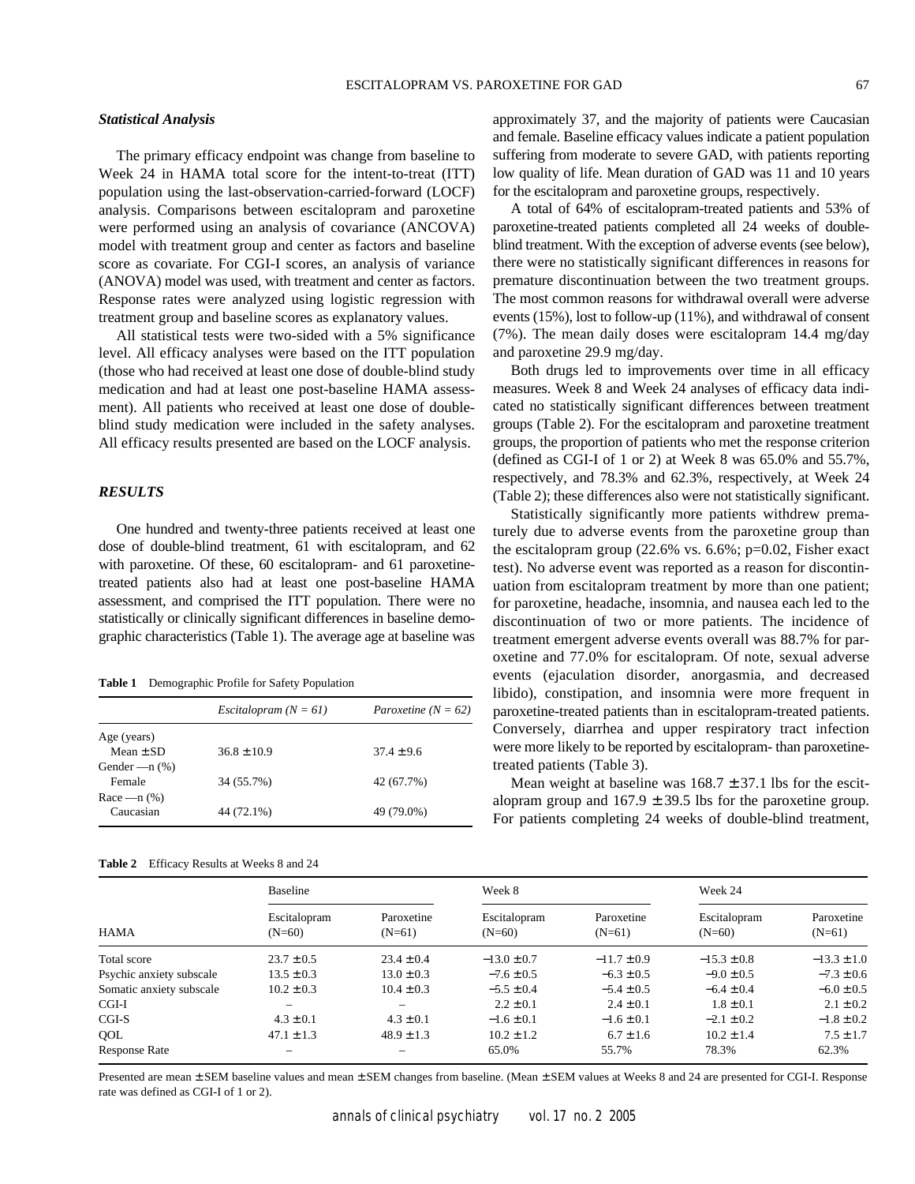### *Statistical Analysis*

The primary efficacy endpoint was change from baseline to Week 24 in HAMA total score for the intent-to-treat (ITT) population using the last-observation-carried-forward (LOCF) analysis. Comparisons between escitalopram and paroxetine were performed using an analysis of covariance (ANCOVA) model with treatment group and center as factors and baseline score as covariate. For CGI-I scores, an analysis of variance (ANOVA) model was used, with treatment and center as factors. Response rates were analyzed using logistic regression with treatment group and baseline scores as explanatory values.

All statistical tests were two-sided with a 5% significance level. All efficacy analyses were based on the ITT population (those who had received at least one dose of double-blind study medication and had at least one post-baseline HAMA assessment). All patients who received at least one dose of double-blind study medication were included in the safety analyses. All efficacy results presented are based on the LOCF analysis.

## *RESULTS*

One hundred and twenty-three patients received at least one dose of double-blind treatment, 61 with escitalopram, and 62 with paroxetine. Of these, 60 escitalopram- and 61 paroxetine-treated patients also had at least one post-baseline HAMA assessment, and comprised the ITT population. There were no statistically or clinically significant differences in baseline demographic characteristics (Table 1). The average age at baseline was approximately 37, and the majority of patients were Caucasian and female. Baseline efficacy values indicate a patient population suffering from moderate to severe GAD, with patients reporting low quality of life. Mean duration of GAD was 11 and 10 years for the escitalopram and paroxetine groups, respectively.

**Table 1** Demographic Profile for Safety Population

| | *Escitalopram (N = 61)* | *Paroxetine (N = 62)* |
|---|---|---|
| Age (years) | | |
| Mean ± SD | 36.8 ± 10.9 | 37.4 ± 9.6 |
| Gender —n (%) | | |
| Female | 34 (55.7%) | 42 (67.7%) |
| Race —n (%) | | |
| Caucasian | 44 (72.1%) | 49 (79.0%) |

A total of 64% of escitalopram-treated patients and 53% of paroxetine-treated patients completed all 24 weeks of double-blind treatment. With the exception of adverse events (see below), there were no statistically significant differences in reasons for premature discontinuation between the two treatment groups. The most common reasons for withdrawal overall were adverse events (15%), lost to follow-up (11%), and withdrawal of consent (7%). The mean daily doses were escitalopram 14.4 mg/day and paroxetine 29.9 mg/day.

Both drugs led to improvements over time in all efficacy measures. Week 8 and Week 24 analyses of efficacy data indicated no statistically significant differences between treatment groups (Table 2). For the escitalopram and paroxetine treatment groups, the proportion of patients who met the response criterion (defined as CGI-I of 1 or 2) at Week 8 was 65.0% and 55.7%, respectively, and 78.3% and 62.3%, respectively, at Week 24 (Table 2); these differences also were not statistically significant.

Statistically significantly more patients withdrew prematurely due to adverse events from the paroxetine group than the escitalopram group (22.6% vs. 6.6%; p=0.02, Fisher exact test). No adverse event was reported as a reason for discontinuation from escitalopram treatment by more than one patient; for paroxetine, headache, insomnia, and nausea each led to the discontinuation of two or more patients. The incidence of treatment emergent adverse events overall was 88.7% for paroxetine and 77.0% for escitalopram. Of note, sexual adverse events (ejaculation disorder, anorgasmia, and decreased libido), constipation, and insomnia were more frequent in paroxetine-treated patients than in escitalopram-treated patients. Conversely, diarrhea and upper respiratory tract infection were more likely to be reported by escitalopram- than paroxetine-treated patients (Table 3).

Mean weight at baseline was 168.7 ± 37.1 lbs for the escitalopram group and 167.9 ± 39.5 lbs for the paroxetine group. For patients completing 24 weeks of double-blind treatment,

**Table 2** Efficacy Results at Weeks 8 and 24

| | Baseline | | Week 8 | | Week 24 | |
|---|---|---|---|---|---|---|
| HAMA | Escitalopram (N=60) | Paroxetine (N=61) | Escitalopram (N=60) | Paroxetine (N=61) | Escitalopram (N=60) | Paroxetine (N=61) |
| Total score | 23.7 ± 0.5 | 23.4 ± 0.4 | −13.0 ± 0.7 | −11.7 ± 0.9 | −15.3 ± 0.8 | −13.3 ± 1.0 |
| Psychic anxiety subscale | 13.5 ± 0.3 | 13.0 ± 0.3 | −7.6 ± 0.5 | −6.3 ± 0.5 | −9.0 ± 0.5 | −7.3 ± 0.6 |
| Somatic anxiety subscale | 10.2 ± 0.3 | 10.4 ± 0.3 | −5.5 ± 0.4 | −5.4 ± 0.5 | −6.4 ± 0.4 | −6.0 ± 0.5 |
| CGI-I | – | – | 2.2 ± 0.1 | 2.4 ± 0.1 | 1.8 ± 0.1 | 2.1 ± 0.2 |
| CGI-S | 4.3 ± 0.1 | 4.3 ± 0.1 | −1.6 ± 0.1 | −1.6 ± 0.1 | −2.1 ± 0.2 | −1.8 ± 0.2 |
| QOL | 47.1 ± 1.3 | 48.9 ± 1.3 | 10.2 ± 1.2 | 6.7 ± 1.6 | 10.2 ± 1.4 | 7.5 ± 1.7 |
| Response Rate | – | – | 65.0% | 55.7% | 78.3% | 62.3% |

Presented are mean ± SEM baseline values and mean ± SEM changes from baseline. (Mean ± SEM values at Weeks 8 and 24 are presented for CGI-I. Response rate was defined as CGI-I of 1 or 2).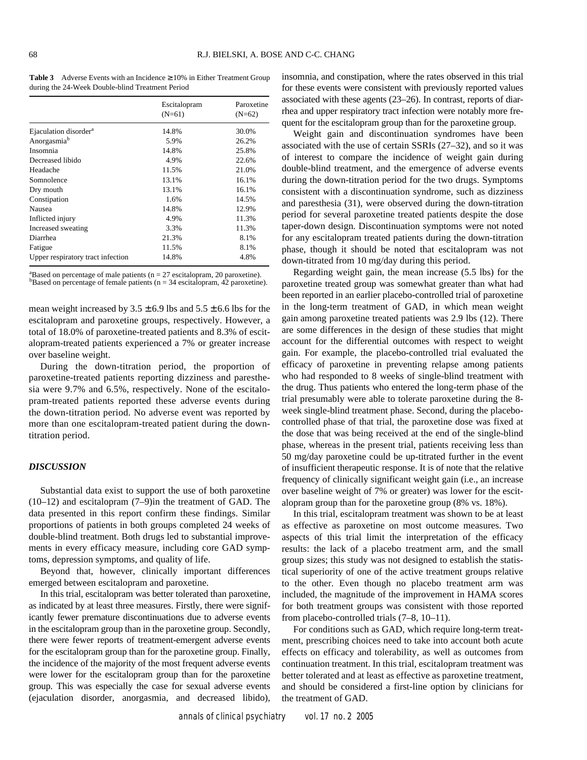**Table 3** Adverse Events with an Incidence ≥10% in Either Treatment Group during the 24-Week Double-blind Treatment Period

| | Escitalopram (N=61) | Paroxetine (N=62) |
|---|---|---|
| Ejaculation disorder[a] | 14.8% | 30.0% |
| Anorgasmia[b] | 5.9% | 26.2% |
| Insomnia | 14.8% | 25.8% |
| Decreased libido | 4.9% | 22.6% |
| Headache | 11.5% | 21.0% |
| Somnolence | 13.1% | 16.1% |
| Dry mouth | 13.1% | 16.1% |
| Constipation | 1.6% | 14.5% |
| Nausea | 14.8% | 12.9% |
| Inflicted injury | 4.9% | 11.3% |
| Increased sweating | 3.3% | 11.3% |
| Diarrhea | 21.3% | 8.1% |
| Fatigue | 11.5% | 8.1% |
| Upper respiratory tract infection | 14.8% | 4.8% |

[a]Based on percentage of male patients (n = 27 escitalopram, 20 paroxetine).
[b]Based on percentage of female patients (n = 34 escitalopram, 42 paroxetine).

mean weight increased by 3.5 ± 6.9 lbs and 5.5 ± 6.6 lbs for the escitalopram and paroxetine groups, respectively. However, a total of 18.0% of paroxetine-treated patients and 8.3% of escitalopram-treated patients experienced a 7% or greater increase over baseline weight.

During the down-titration period, the proportion of paroxetine-treated patients reporting dizziness and paresthesia were 9.7% and 6.5%, respectively. None of the escitalopram-treated patients reported these adverse events during the down-titration period. No adverse event was reported by more than one escitalopram-treated patient during the down-titration period.

## DISCUSSION

Substantial data exist to support the use of both paroxetine (10–12) and escitalopram (7–9)in the treatment of GAD. The data presented in this report confirm these findings. Similar proportions of patients in both groups completed 24 weeks of double-blind treatment. Both drugs led to substantial improvements in every efficacy measure, including core GAD symptoms, depression symptoms, and quality of life.

Beyond that, however, clinically important differences emerged between escitalopram and paroxetine.

In this trial, escitalopram was better tolerated than paroxetine, as indicated by at least three measures. Firstly, there were significantly fewer premature discontinuations due to adverse events in the escitalopram group than in the paroxetine group. Secondly, there were fewer reports of treatment-emergent adverse events for the escitalopram group than for the paroxetine group. Finally, the incidence of the majority of the most frequent adverse events were lower for the escitalopram group than for the paroxetine group. This was especially the case for sexual adverse events (ejaculation disorder, anorgasmia, and decreased libido), insomnia, and constipation, where the rates observed in this trial for these events were consistent with previously reported values associated with these agents (23–26). In contrast, reports of diarrhea and upper respiratory tract infection were notably more frequent for the escitalopram group than for the paroxetine group.

Weight gain and discontinuation syndromes have been associated with the use of certain SSRIs (27–32), and so it was of interest to compare the incidence of weight gain during double-blind treatment, and the emergence of adverse events during the down-titration period for the two drugs. Symptoms consistent with a discontinuation syndrome, such as dizziness and paresthesia (31), were observed during the down-titration period for several paroxetine treated patients despite the dose taper-down design. Discontinuation symptoms were not noted for any escitalopram treated patients during the down-titration phase, though it should be noted that escitalopram was not down-titrated from 10 mg/day during this period.

Regarding weight gain, the mean increase (5.5 lbs) for the paroxetine treated group was somewhat greater than what had been reported in an earlier placebo-controlled trial of paroxetine in the long-term treatment of GAD, in which mean weight gain among paroxetine treated patients was 2.9 lbs (12). There are some differences in the design of these studies that might account for the differential outcomes with respect to weight gain. For example, the placebo-controlled trial evaluated the efficacy of paroxetine in preventing relapse among patients who had responded to 8 weeks of single-blind treatment with the drug. Thus patients who entered the long-term phase of the trial presumably were able to tolerate paroxetine during the 8-week single-blind treatment phase. Second, during the placebo-controlled phase of that trial, the paroxetine dose was fixed at the dose that was being received at the end of the single-blind phase, whereas in the present trial, patients receiving less than 50 mg/day paroxetine could be up-titrated further in the event of insufficient therapeutic response. It is of note that the relative frequency of clinically significant weight gain (i.e., an increase over baseline weight of 7% or greater) was lower for the escitalopram group than for the paroxetine group (8% vs. 18%).

In this trial, escitalopram treatment was shown to be at least as effective as paroxetine on most outcome measures. Two aspects of this trial limit the interpretation of the efficacy results: the lack of a placebo treatment arm, and the small group sizes; this study was not designed to establish the statistical superiority of one of the active treatment groups relative to the other. Even though no placebo treatment arm was included, the magnitude of the improvement in HAMA scores for both treatment groups was consistent with those reported from placebo-controlled trials (7–8, 10–11).

For conditions such as GAD, which require long-term treatment, prescribing choices need to take into account both acute effects on efficacy and tolerability, as well as outcomes from continuation treatment. In this trial, escitalopram treatment was better tolerated and at least as effective as paroxetine treatment, and should be considered a first-line option by clinicians for the treatment of GAD.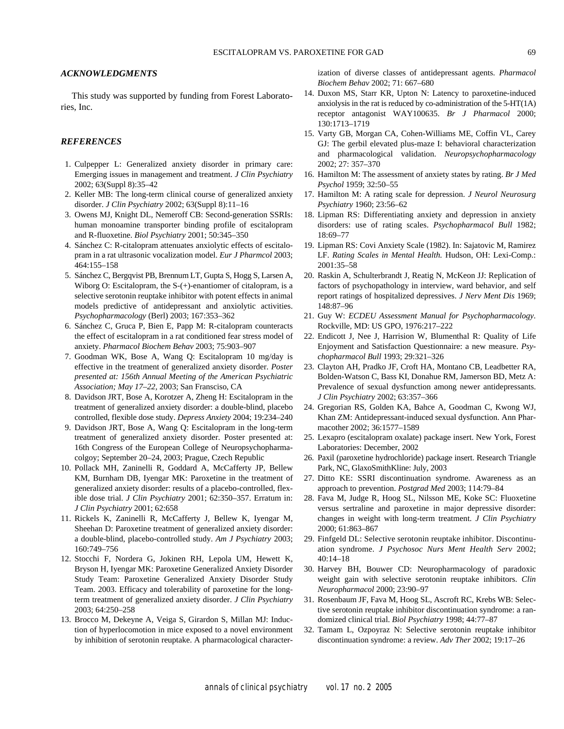### ACKNOWLEDGMENTS

This study was supported by funding from Forest Laboratories, Inc.

### REFERENCES

1. Culpepper L: Generalized anxiety disorder in primary care: Emerging issues in management and treatment. *J Clin Psychiatry* 2002; 63(Suppl 8):35–42
2. Keller MB: The long-term clinical course of generalized anxiety disorder. *J Clin Psychiatry* 2002; 63(Suppl 8):11–16
3. Owens MJ, Knight DL, Nemeroff CB: Second-generation SSRIs: human monoamine transporter binding profile of escitalopram and R-fluoxetine. *Biol Psychiatry* 2001; 50:345–350
4. Sánchez C: R-citalopram attenuates anxiolytic effects of escitalopram in a rat ultrasonic vocalization model. *Eur J Pharmcol* 2003; 464:155–158
5. Sánchez C, Bergqvist PB, Brennum LT, Gupta S, Hogg S, Larsen A, Wiborg O: Escitalopram, the S-(+)-enantiomer of citalopram, is a selective serotonin reuptake inhibitor with potent effects in animal models predictive of antidepressant and anxiolytic activities. *Psychopharmacology* (Berl) 2003; 167:353–362
6. Sánchez C, Gruca P, Bien E, Papp M: R-citalopram counteracts the effect of escitalopram in a rat conditioned fear stress model of anxiety. *Pharmacol Biochem Behav* 2003; 75:903–907
7. Goodman WK, Bose A, Wang Q: Escitalopram 10 mg/day is effective in the treatment of generalized anxiety disorder. *Poster presented at: 156th Annual Meeting of the American Psychiatric Association; May 17–22,* 2003; San Fransciso, CA
8. Davidson JRT, Bose A, Korotzer A, Zheng H: Escitalopram in the treatment of generalized anxiety disorder: a double-blind, placebo controlled, flexible dose study. *Depress Anxiety* 2004; 19:234–240
9. Davidson JRT, Bose A, Wang Q: Escitalopram in the long-term treatment of generalized anxiety disorder. Poster presented at: 16th Congress of the European College of Neuropsychopharmacolgoy; September 20–24, 2003; Prague, Czech Republic
10. Pollack MH, Zaninelli R, Goddard A, McCafferty JP, Bellew KM, Burnham DB, Iyengar MK: Paroxetine in the treatment of generalized anxiety disorder: results of a placebo-controlled, flexible dose trial. *J Clin Psychiatry* 2001; 62:350–357. Erratum in: *J Clin Psychiatry* 2001; 62:658
11. Rickels K, Zaninelli R, McCafferty J, Bellew K, Iyengar M, Sheehan D: Paroxetine treatment of generalized anxiety disorder: a double-blind, placebo-controlled study. *Am J Psychiatry* 2003; 160:749–756
12. Stocchi F, Nordera G, Jokinen RH, Lepola UM, Hewett K, Bryson H, Iyengar MK: Paroxetine Generalized Anxiety Disorder Study Team: Paroxetine Generalized Anxiety Disorder Study Team. 2003. Efficacy and tolerability of paroxetine for the long-term treatment of generalized anxiety disorder. *J Clin Psychiatry* 2003; 64:250–258
13. Brocco M, Dekeyne A, Veiga S, Girardon S, Millan MJ: Induction of hyperlocomotion in mice exposed to a novel environment by inhibition of serotonin reuptake. A pharmacological characterization of diverse classes of antidepressant agents. *Pharmacol Biochem Behav* 2002; 71: 667–680
14. Duxon MS, Starr KR, Upton N: Latency to paroxetine-induced anxiolysis in the rat is reduced by co-administration of the 5-HT(1A) receptor antagonist WAY100635. *Br J Pharmacol* 2000; 130:1713–1719
15. Varty GB, Morgan CA, Cohen-Williams ME, Coffin VL, Carey GJ: The gerbil elevated plus-maze I: behavioral characterization and pharmacological validation. *Neuropsychopharmacology* 2002; 27: 357–370
16. Hamilton M: The assessment of anxiety states by rating. *Br J Med Psychol* 1959; 32:50–55
17. Hamilton M: A rating scale for depression. *J Neurol Neurosurg Psychiatry* 1960; 23:56–62
18. Lipman RS: Differentiating anxiety and depression in anxiety disorders: use of rating scales. *Psychopharmacol Bull* 1982; 18:69–77
19. Lipman RS: Covi Anxiety Scale (1982). In: Sajatovic M, Ramirez LF. *Rating Scales in Mental Health.* Hudson, OH: Lexi-Comp.: 2001:35–58
20. Raskin A, Schulterbrandt J, Reatig N, McKeon JJ: Replication of factors of psychopathology in interview, ward behavior, and self report ratings of hospitalized depressives. *J Nerv Ment Dis* 1969; 148:87–96
21. Guy W: *ECDEU Assessment Manual for Psychopharmacology.* Rockville, MD: US GPO, 1976:217–222
22. Endicott J, Nee J, Harrision W, Blumenthal R: Quality of Life Enjoyment and Satisfaction Questionnaire: a new measure. *Psychopharmacol Bull* 1993; 29:321–326
23. Clayton AH, Pradko JF, Croft HA, Montano CB, Leadbetter RA, Bolden-Watson C, Bass KI, Donahue RM, Jamerson BD, Metz A: Prevalence of sexual dysfunction among newer antidepressants. *J Clin Psychiatry* 2002; 63:357–366
24. Gregorian RS, Golden KA, Bahce A, Goodman C, Kwong WJ, Khan ZM: Antidepressant-induced sexual dysfunction. Ann Pharmacother 2002; 36:1577–1589
25. Lexapro (escitalopram oxalate) package insert. New York, Forest Laboratories: December, 2002
26. Paxil (paroxetine hydrochloride) package insert. Research Triangle Park, NC, GlaxoSmithKline: July, 2003
27. Ditto KE: SSRI discontinuation syndrome. Awareness as an approach to prevention. *Postgrad Med* 2003; 114:79–84
28. Fava M, Judge R, Hoog SL, Nilsson ME, Koke SC: Fluoxetine versus sertraline and paroxetine in major depressive disorder: changes in weight with long-term treatment. *J Clin Psychiatry* 2000; 61:863–867
29. Finfgeld DL: Selective serotonin reuptake inhibitor. Discontinuation syndrome. *J Psychosoc Nurs Ment Health Serv* 2002; 40:14–18
30. Harvey BH, Bouwer CD: Neuropharmacology of paradoxic weight gain with selective serotonin reuptake inhibitors. *Clin Neuropharmacol* 2000; 23:90–97
31. Rosenbaum JF, Fava M, Hoog SL, Ascroft RC, Krebs WB: Selective serotonin reuptake inhibitor discontinuation syndrome: a randomized clinical trial. *Biol Psychiatry* 1998; 44:77–87
32. Tamam L, Ozpoyraz N: Selective serotonin reuptake inhibitor discontinuation syndrome: a review. *Adv Ther* 2002; 19:17–26